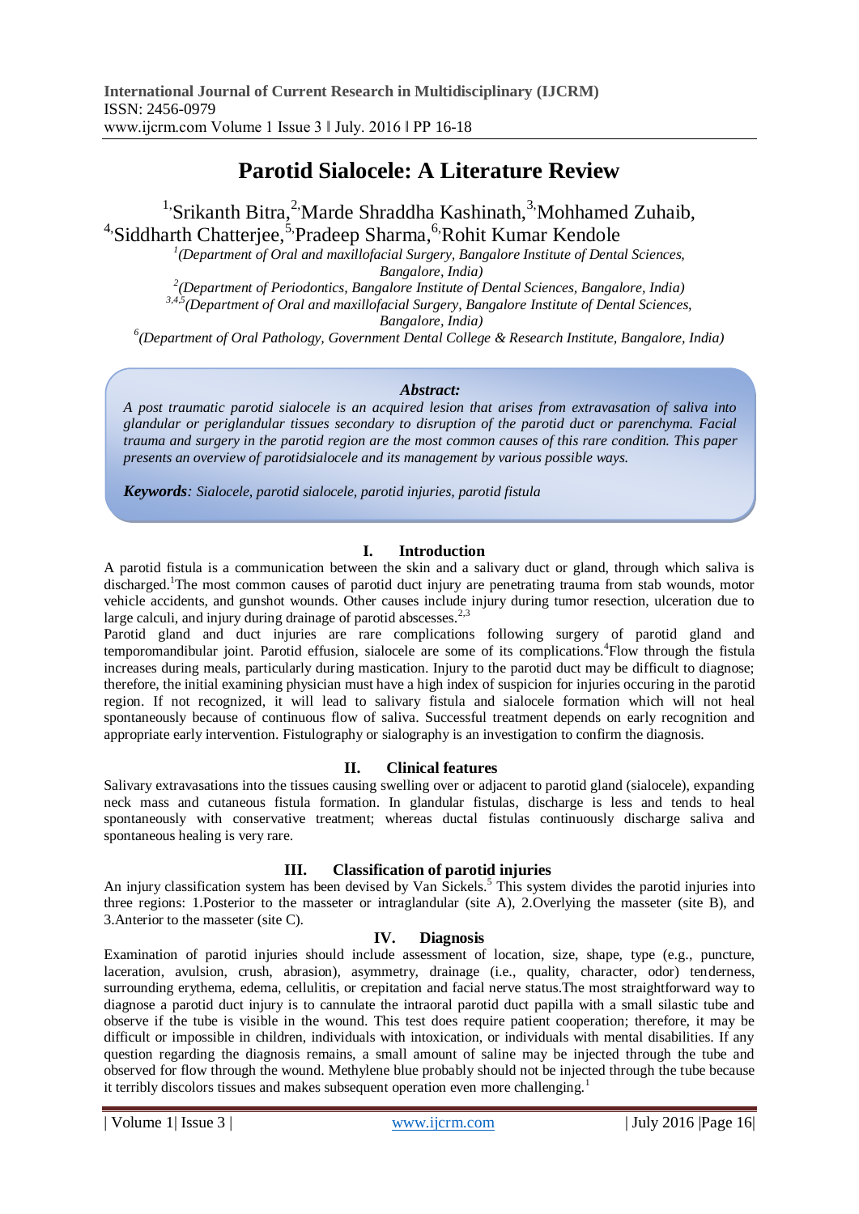# Parotid Sialocele: A Literature Review

[1]Srikanth Bitra, [2]Marde Shraddha Kashinath, [3]Mohhamed Zuhaib, [4]Siddharth Chatterjee, [5]Pradeep Sharma, [6]Rohit Kumar Kendole

[1](Department of Oral and maxillofacial Surgery, Bangalore Institute of Dental Sciences, Bangalore, India)

[2](Department of Periodontics, Bangalore Institute of Dental Sciences, Bangalore, India)

[3,4,5](Department of Oral and maxillofacial Surgery, Bangalore Institute of Dental Sciences, Bangalore, India)

[6](Department of Oral Pathology, Government Dental College & Research Institute, Bangalore, India)

***Abstract:***

*A post traumatic parotid sialocele is an acquired lesion that arises from extravasation of saliva into glandular or periglandular tissues secondary to disruption of the parotid duct or parenchyma. Facial trauma and surgery in the parotid region are the most common causes of this rare condition. This paper presents an overview of parotidsialocele and its management by various possible ways.*

***Keywords****: Sialocele, parotid sialocele, parotid injuries, parotid fistula*

## I. Introduction

A parotid fistula is a communication between the skin and a salivary duct or gland, through which saliva is discharged.[1]The most common causes of parotid duct injury are penetrating trauma from stab wounds, motor vehicle accidents, and gunshot wounds. Other causes include injury during tumor resection, ulceration due to large calculi, and injury during drainage of parotid abscesses.[2,3]

Parotid gland and duct injuries are rare complications following surgery of parotid gland and temporomandibular joint. Parotid effusion, sialocele are some of its complications.[4]Flow through the fistula increases during meals, particularly during mastication. Injury to the parotid duct may be difficult to diagnose; therefore, the initial examining physician must have a high index of suspicion for injuries occuring in the parotid region. If not recognized, it will lead to salivary fistula and sialocele formation which will not heal spontaneously because of continuous flow of saliva. Successful treatment depends on early recognition and appropriate early intervention. Fistulography or sialography is an investigation to confirm the diagnosis.

## II. Clinical features

Salivary extravasations into the tissues causing swelling over or adjacent to parotid gland (sialocele), expanding neck mass and cutaneous fistula formation. In glandular fistulas, discharge is less and tends to heal spontaneously with conservative treatment; whereas ductal fistulas continuously discharge saliva and spontaneous healing is very rare.

## III. Classification of parotid injuries

An injury classification system has been devised by Van Sickels.[5] This system divides the parotid injuries into three regions: 1.Posterior to the masseter or intraglandular (site A), 2.Overlying the masseter (site B), and 3.Anterior to the masseter (site C).

## IV. Diagnosis

Examination of parotid injuries should include assessment of location, size, shape, type (e.g., puncture, laceration, avulsion, crush, abrasion), asymmetry, drainage (i.e., quality, character, odor) tenderness, surrounding erythema, edema, cellulitis, or crepitation and facial nerve status.The most straightforward way to diagnose a parotid duct injury is to cannulate the intraoral parotid duct papilla with a small silastic tube and observe if the tube is visible in the wound. This test does require patient cooperation; therefore, it may be difficult or impossible in children, individuals with intoxication, or individuals with mental disabilities. If any question regarding the diagnosis remains, a small amount of saline may be injected through the tube and observed for flow through the wound. Methylene blue probably should not be injected through the tube because it terribly discolors tissues and makes subsequent operation even more challenging.[1]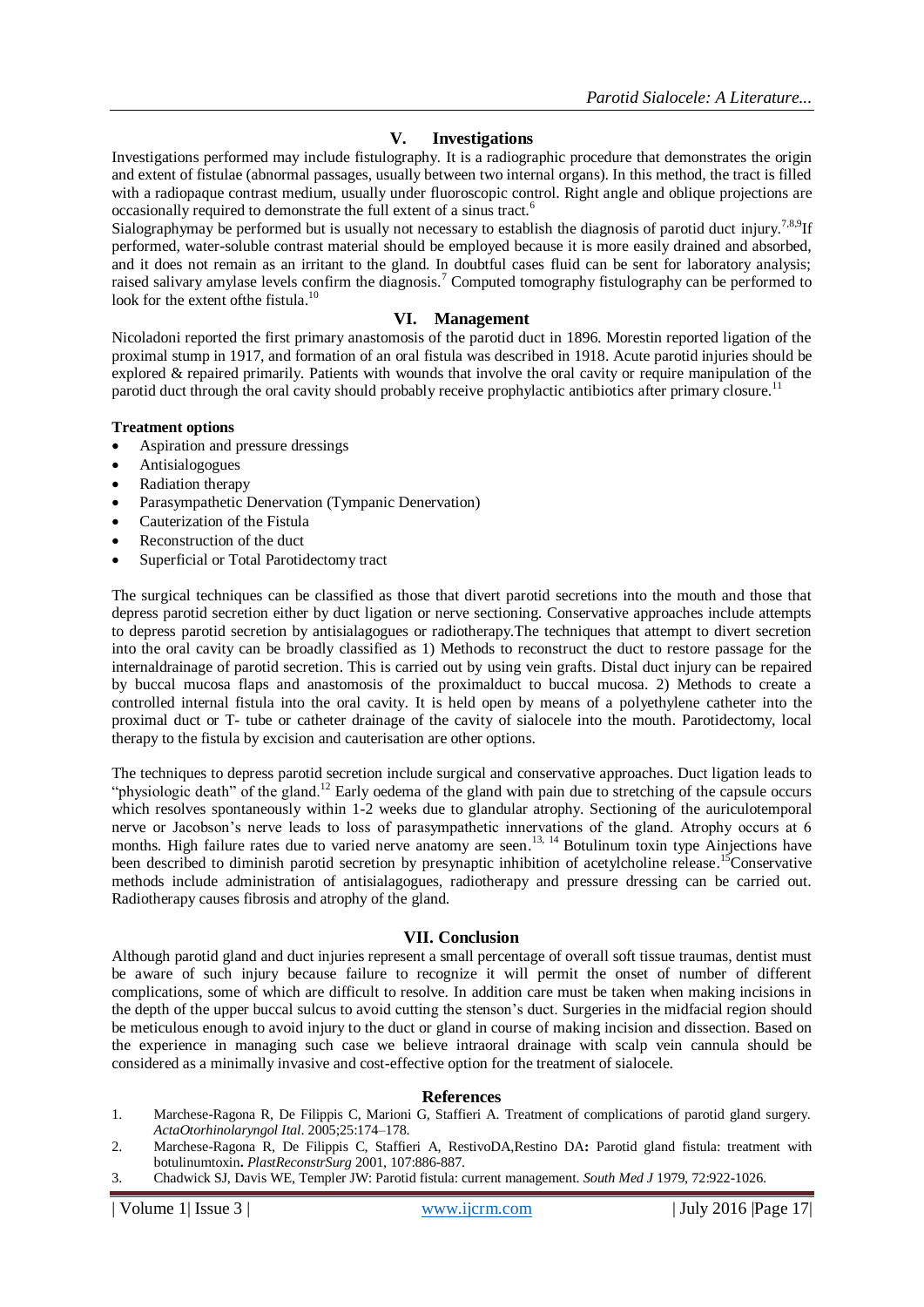## V. Investigations

Investigations performed may include fistulography. It is a radiographic procedure that demonstrates the origin and extent of fistulae (abnormal passages, usually between two internal organs). In this method, the tract is filled with a radiopaque contrast medium, usually under fluoroscopic control. Right angle and oblique projections are occasionally required to demonstrate the full extent of a sinus tract.[6]

Sialographymay be performed but is usually not necessary to establish the diagnosis of parotid duct injury.[7,8,9]If performed, water-soluble contrast material should be employed because it is more easily drained and absorbed, and it does not remain as an irritant to the gland. In doubtful cases fluid can be sent for laboratory analysis; raised salivary amylase levels confirm the diagnosis.[7] Computed tomography fistulography can be performed to look for the extent ofthe fistula.[10]

## VI. Management

Nicoladoni reported the first primary anastomosis of the parotid duct in 1896. Morestin reported ligation of the proximal stump in 1917, and formation of an oral fistula was described in 1918. Acute parotid injuries should be explored & repaired primarily. Patients with wounds that involve the oral cavity or require manipulation of the parotid duct through the oral cavity should probably receive prophylactic antibiotics after primary closure.[11]

**Treatment options**

- Aspiration and pressure dressings
- Antisialogogues
- Radiation therapy
- Parasympathetic Denervation (Tympanic Denervation)
- Cauterization of the Fistula
- Reconstruction of the duct
- Superficial or Total Parotidectomy tract

The surgical techniques can be classified as those that divert parotid secretions into the mouth and those that depress parotid secretion either by duct ligation or nerve sectioning. Conservative approaches include attempts to depress parotid secretion by antisialagogues or radiotherapy.The techniques that attempt to divert secretion into the oral cavity can be broadly classified as 1) Methods to reconstruct the duct to restore passage for the internaldrainage of parotid secretion. This is carried out by using vein grafts. Distal duct injury can be repaired by buccal mucosa flaps and anastomosis of the proximalduct to buccal mucosa. 2) Methods to create a controlled internal fistula into the oral cavity. It is held open by means of a polyethylene catheter into the proximal duct or T- tube or catheter drainage of the cavity of sialocele into the mouth. Parotidectomy, local therapy to the fistula by excision and cauterisation are other options.

The techniques to depress parotid secretion include surgical and conservative approaches. Duct ligation leads to "physiologic death" of the gland.[12] Early oedema of the gland with pain due to stretching of the capsule occurs which resolves spontaneously within 1-2 weeks due to glandular atrophy. Sectioning of the auriculotemporal nerve or Jacobson's nerve leads to loss of parasympathetic innervations of the gland. Atrophy occurs at 6 months. High failure rates due to varied nerve anatomy are seen.[13, 14] Botulinum toxin type Ainjections have been described to diminish parotid secretion by presynaptic inhibition of acetylcholine release.[15]Conservative methods include administration of antisialagogues, radiotherapy and pressure dressing can be carried out. Radiotherapy causes fibrosis and atrophy of the gland.

## VII. Conclusion

Although parotid gland and duct injuries represent a small percentage of overall soft tissue traumas, dentist must be aware of such injury because failure to recognize it will permit the onset of number of different complications, some of which are difficult to resolve. In addition care must be taken when making incisions in the depth of the upper buccal sulcus to avoid cutting the stenson's duct. Surgeries in the midfacial region should be meticulous enough to avoid injury to the duct or gland in course of making incision and dissection. Based on the experience in managing such case we believe intraoral drainage with scalp vein cannula should be considered as a minimally invasive and cost-effective option for the treatment of sialocele.

## References

1. Marchese-Ragona R, De Filippis C, Marioni G, Staffieri A. Treatment of complications of parotid gland surgery. *ActaOtorhinolaryngol Ital*. 2005;25:174–178.
2. Marchese-Ragona R, De Filippis C, Staffieri A, RestivoDA,Restino DA**:** Parotid gland fistula: treatment with botulinumtoxin**.** *PlastReconstrSurg* 2001, 107:886-887.
3. Chadwick SJ, Davis WE, Templer JW: Parotid fistula: current management. *South Med J* 1979, 72:922-1026.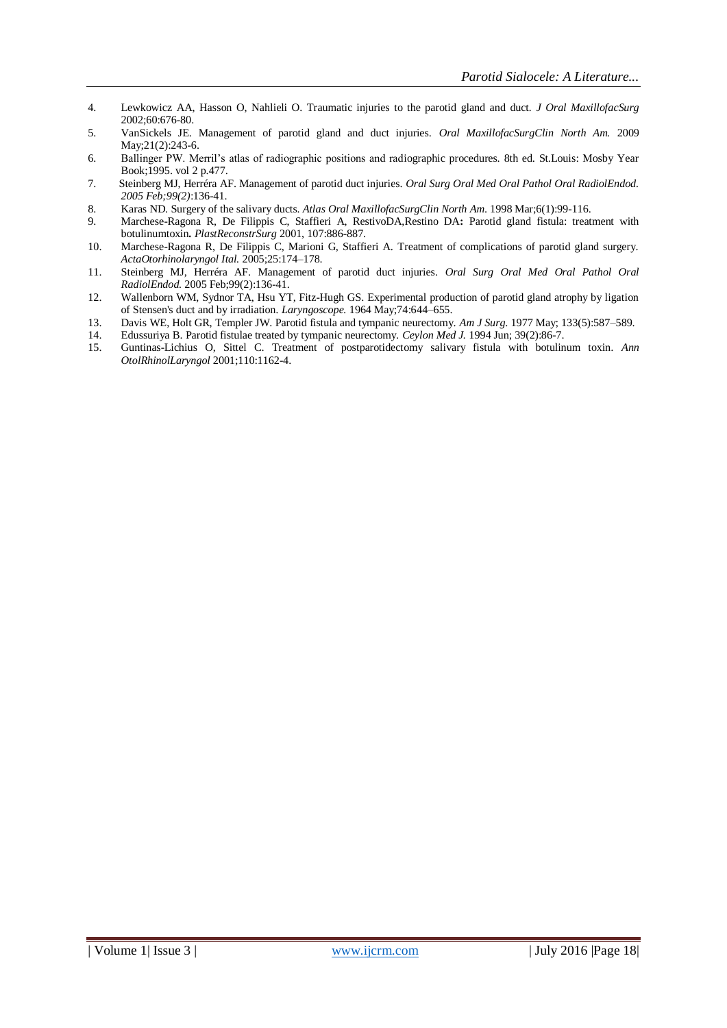4. Lewkowicz AA, Hasson O, Nahlieli O. Traumatic injuries to the parotid gland and duct. *J Oral MaxillofacSurg* 2002;60:676-80.
5. VanSickels JE. Management of parotid gland and duct injuries. *Oral MaxillofacSurgClin North Am.* 2009 May;21(2):243-6.
6. Ballinger PW. Merril's atlas of radiographic positions and radiographic procedures. 8th ed. St.Louis: Mosby Year Book;1995. vol 2 p.477.
7. Steinberg MJ, Herréra AF. Management of parotid duct injuries. *Oral Surg Oral Med Oral Pathol Oral RadiolEndod. 2005 Feb;99(2)*:136-41.
8. Karas ND. Surgery of the salivary ducts. *Atlas Oral MaxillofacSurgClin North Am.* 1998 Mar;6(1):99-116.
9. Marchese-Ragona R, De Filippis C, Staffieri A, RestivoDA,Restino DA**:** Parotid gland fistula: treatment with botulinumtoxin**.** *PlastReconstrSurg* 2001, 107:886-887.
10. Marchese-Ragona R, De Filippis C, Marioni G, Staffieri A. Treatment of complications of parotid gland surgery. *ActaOtorhinolaryngol Ital.* 2005;25:174–178.
11. Steinberg MJ, Herréra AF. Management of parotid duct injuries. *Oral Surg Oral Med Oral Pathol Oral RadiolEndod.* 2005 Feb;99(2):136-41.
12. Wallenborn WM, Sydnor TA, Hsu YT, Fitz-Hugh GS. Experimental production of parotid gland atrophy by ligation of Stensen's duct and by irradiation. *Laryngoscope.* 1964 May;74:644–655.
13. Davis WE, Holt GR, Templer JW. Parotid fistula and tympanic neurectomy. *Am J Surg.* 1977 May; 133(5):587–589.
14. Edussuriya B. Parotid fistulae treated by tympanic neurectomy. *Ceylon Med J.* 1994 Jun; 39(2):86-7.
15. Guntinas-Lichius O, Sittel C. Treatment of postparotidectomy salivary fistula with botulinum toxin. *Ann OtolRhinolLaryngol* 2001;110:1162-4.